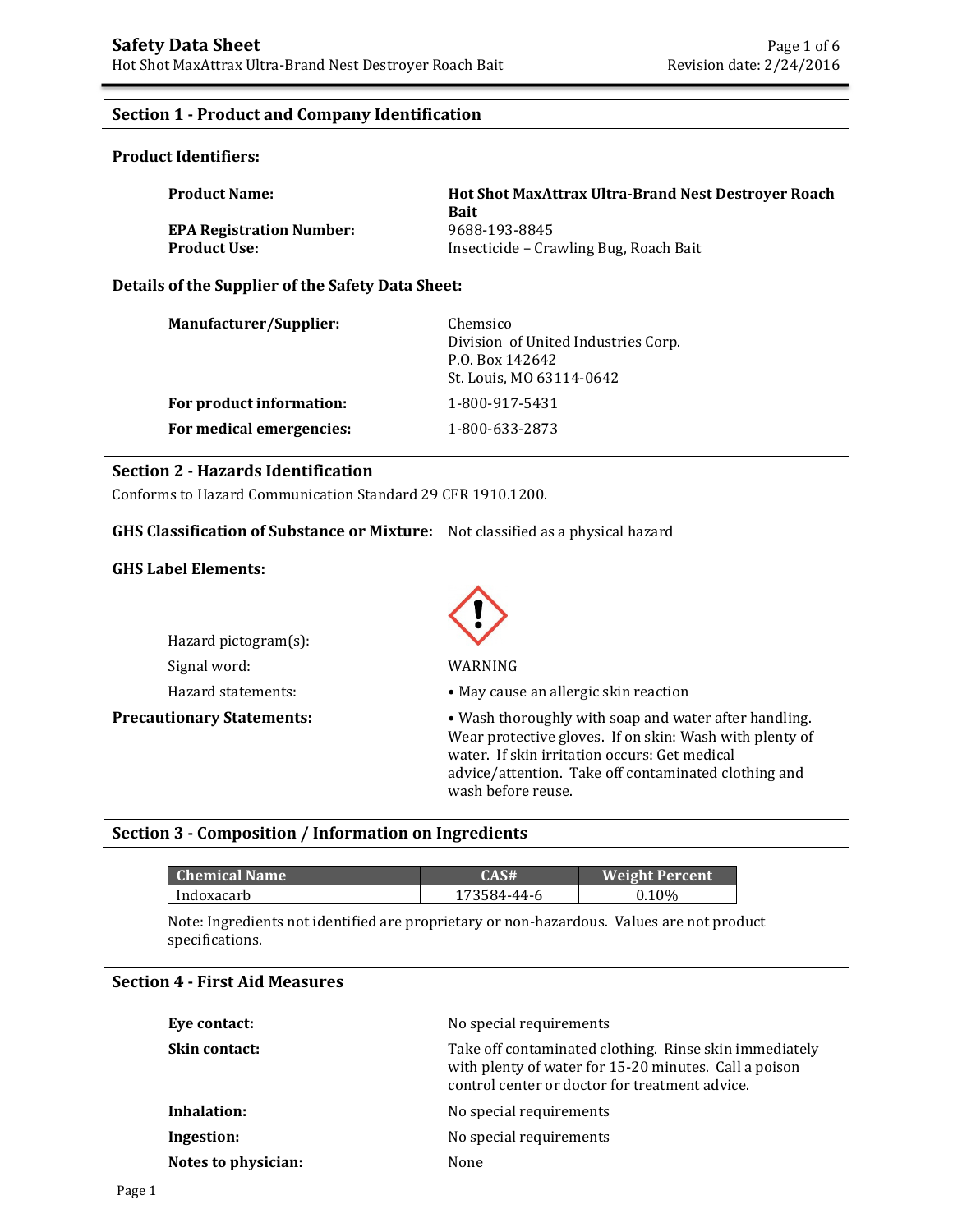## Section 1 - Product and Company Identification

### Product Identifiers:

| | |
|---|---|
| **Product Name:** | **Hot Shot MaxAttrax Ultra-Brand Nest Destroyer Roach Bait** |
| **EPA Registration Number:** | 9688-193-8845 |
| **Product Use:** | Insecticide – Crawling Bug, Roach Bait |

### Details of the Supplier of the Safety Data Sheet:

| | |
|---|---|
| **Manufacturer/Supplier:** | Chemsico<br>Division of United Industries Corp.<br>P.O. Box 142642<br>St. Louis, MO 63114-0642 |
| **For product information:** | 1-800-917-5431 |
| **For medical emergencies:** | 1-800-633-2873 |

## Section 2 - Hazards Identification

Conforms to Hazard Communication Standard 29 CFR 1910.1200.

**GHS Classification of Substance or Mixture:** Not classified as a physical hazard

### GHS Label Elements:

Hazard pictogram(s):

Signal word: WARNING

Hazard statements:
- May cause an allergic skin reaction

**Precautionary Statements:**
- Wash thoroughly with soap and water after handling. Wear protective gloves. If on skin: Wash with plenty of water. If skin irritation occurs: Get medical advice/attention. Take off contaminated clothing and wash before reuse.

## Section 3 - Composition / Information on Ingredients

| Chemical Name | CAS# | Weight Percent |
|---|---|---|
| Indoxacarb | 173584-44-6 | 0.10% |

Note: Ingredients not identified are proprietary or non-hazardous. Values are not product specifications.

## Section 4 - First Aid Measures

| | |
|---|---|
| **Eye contact:** | No special requirements |
| **Skin contact:** | Take off contaminated clothing. Rinse skin immediately with plenty of water for 15-20 minutes. Call a poison control center or doctor for treatment advice. |
| **Inhalation:** | No special requirements |
| **Ingestion:** | No special requirements |
| **Notes to physician:** | None |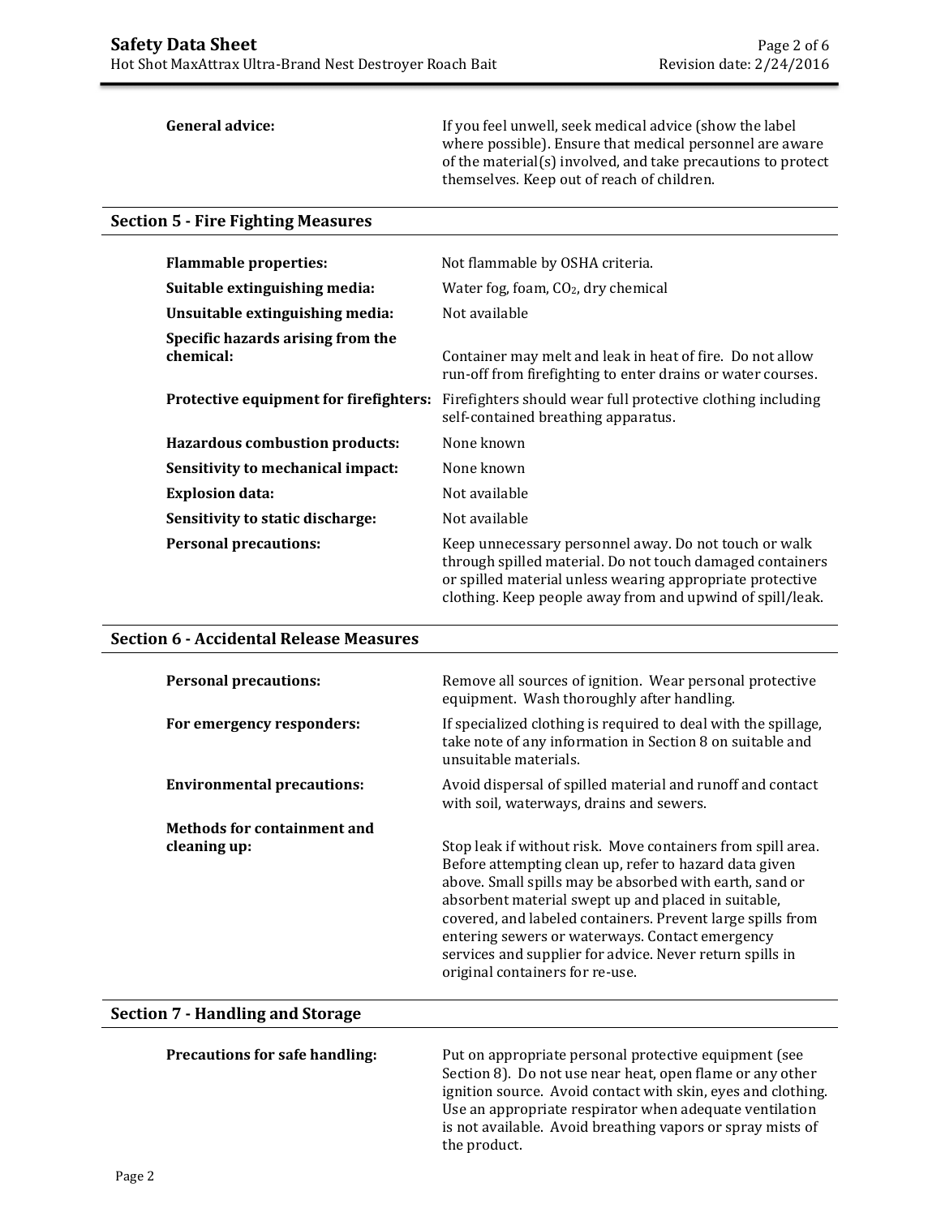| | |
|---|---|
| **General advice:** | If you feel unwell, seek medical advice (show the label where possible). Ensure that medical personnel are aware of the material(s) involved, and take precautions to protect themselves. Keep out of reach of children. |

## Section 5 - Fire Fighting Measures

| | |
|---|---|
| **Flammable properties:** | Not flammable by OSHA criteria. |
| **Suitable extinguishing media:** | Water fog, foam, $CO_2$, dry chemical |
| **Unsuitable extinguishing media:** | Not available |
| **Specific hazards arising from the chemical:** | Container may melt and leak in heat of fire. Do not allow run-off from firefighting to enter drains or water courses. |
| **Protective equipment for firefighters:** | Firefighters should wear full protective clothing including self-contained breathing apparatus. |
| **Hazardous combustion products:** | None known |
| **Sensitivity to mechanical impact:** | None known |
| **Explosion data:** | Not available |
| **Sensitivity to static discharge:** | Not available |
| **Personal precautions:** | Keep unnecessary personnel away. Do not touch or walk through spilled material. Do not touch damaged containers or spilled material unless wearing appropriate protective clothing. Keep people away from and upwind of spill/leak. |

## Section 6 - Accidental Release Measures

| | |
|---|---|
| **Personal precautions:** | Remove all sources of ignition. Wear personal protective equipment. Wash thoroughly after handling. |
| **For emergency responders:** | If specialized clothing is required to deal with the spillage, take note of any information in Section 8 on suitable and unsuitable materials. |
| **Environmental precautions:** | Avoid dispersal of spilled material and runoff and contact with soil, waterways, drains and sewers. |
| **Methods for containment and cleaning up:** | Stop leak if without risk. Move containers from spill area. Before attempting clean up, refer to hazard data given above. Small spills may be absorbed with earth, sand or absorbent material swept up and placed in suitable, covered, and labeled containers. Prevent large spills from entering sewers or waterways. Contact emergency services and supplier for advice. Never return spills in original containers for re-use. |

## Section 7 - Handling and Storage

| | |
|---|---|
| **Precautions for safe handling:** | Put on appropriate personal protective equipment (see Section 8). Do not use near heat, open flame or any other ignition source. Avoid contact with skin, eyes and clothing. Use an appropriate respirator when adequate ventilation is not available. Avoid breathing vapors or spray mists of the product. |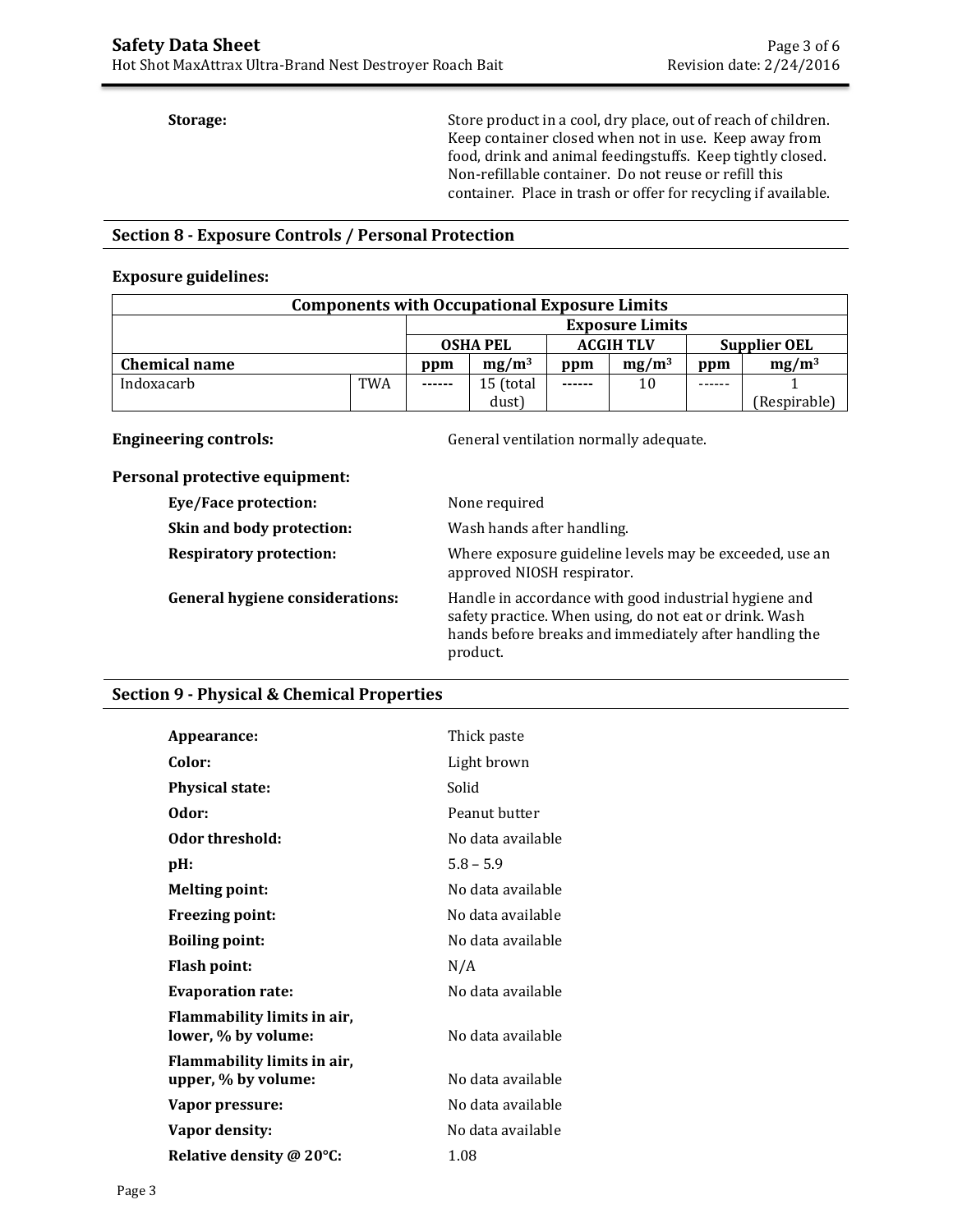**Storage:** Store product in a cool, dry place, out of reach of children. Keep container closed when not in use. Keep away from food, drink and animal feedingstuffs. Keep tightly closed. Non-refillable container. Do not reuse or refill this container. Place in trash or offer for recycling if available.

## Section 8 - Exposure Controls / Personal Protection

**Exposure guidelines:**

| Components with Occupational Exposure Limits | | | | | | | |
|---|---|---|---|---|---|---|---|
| | | Exposure Limits | | | | | |
| | | OSHA PEL | | ACGIH TLV | | Supplier OEL | |
| **Chemical name** | | **ppm** | **$mg/m^3$** | **ppm** | **$mg/m^3$** | **ppm** | **$mg/m^3$** |
| Indoxacarb | TWA | ------ | 15 (total dust) | ------ | 10 | ------ | 1 (Respirable) |

**Engineering controls:** General ventilation normally adequate.

**Personal protective equipment:**

- **Eye/Face protection:** None required
- **Skin and body protection:** Wash hands after handling.
- **Respiratory protection:** Where exposure guideline levels may be exceeded, use an approved NIOSH respirator.
- **General hygiene considerations:** Handle in accordance with good industrial hygiene and safety practice. When using, do not eat or drink. Wash hands before breaks and immediately after handling the product.

## Section 9 - Physical & Chemical Properties

- **Appearance:** Thick paste
- **Color:** Light brown
- **Physical state:** Solid
- **Odor:** Peanut butter
- **Odor threshold:** No data available
- **pH:** 5.8 – 5.9
- **Melting point:** No data available
- **Freezing point:** No data available
- **Boiling point:** No data available
- **Flash point:** N/A
- **Evaporation rate:** No data available
- **Flammability limits in air, lower, % by volume:** No data available
- **Flammability limits in air, upper, % by volume:** No data available
- **Vapor pressure:** No data available
- **Vapor density:** No data available
- **Relative density @ 20°C:** 1.08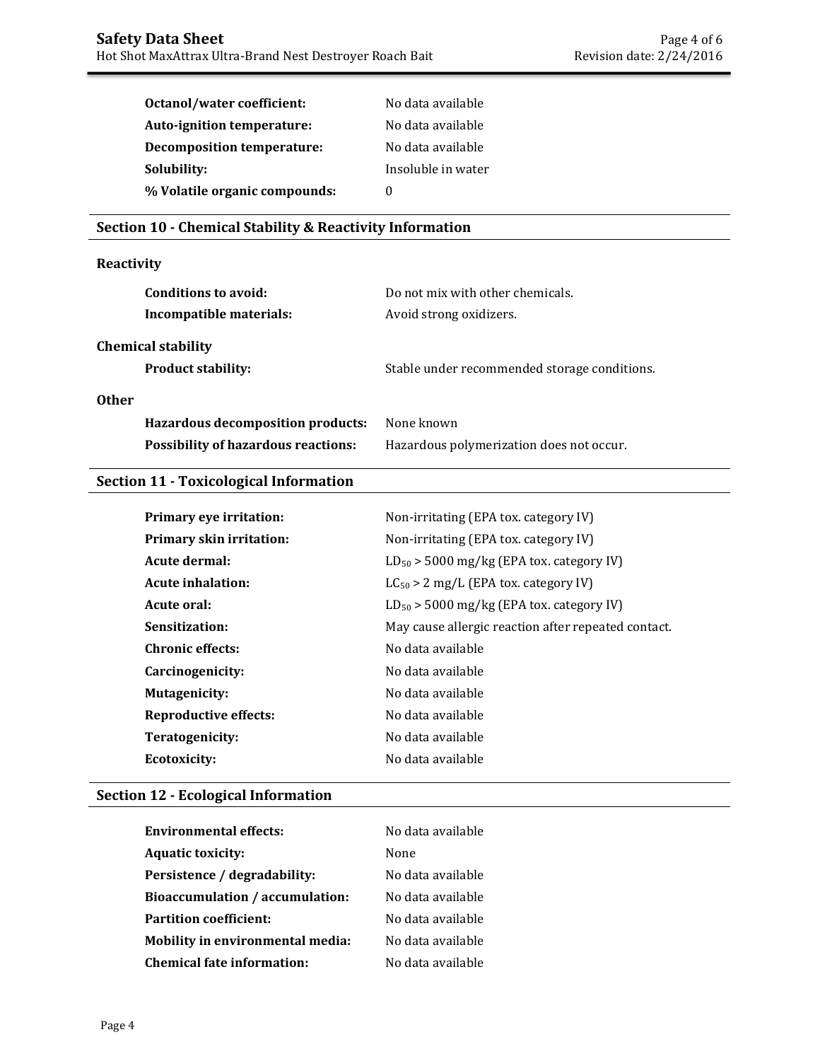**Octanol/water coefficient:** No data available

**Auto-ignition temperature:** No data available

**Decomposition temperature:** No data available

**Solubility:** Insoluble in water

**% Volatile organic compounds:** 0

## Section 10 - Chemical Stability & Reactivity Information

### Reactivity

**Conditions to avoid:** Do not mix with other chemicals.

**Incompatible materials:** Avoid strong oxidizers.

### Chemical stability

**Product stability:** Stable under recommended storage conditions.

### Other

**Hazardous decomposition products:** None known

**Possibility of hazardous reactions:** Hazardous polymerization does not occur.

## Section 11 - Toxicological Information

**Primary eye irritation:** Non-irritating (EPA tox. category IV)

**Primary skin irritation:** Non-irritating (EPA tox. category IV)

**Acute dermal:** $LD_{50}$ > 5000 mg/kg (EPA tox. category IV)

**Acute inhalation:** $LC_{50}$ > 2 mg/L (EPA tox. category IV)

**Acute oral:** $LD_{50}$ > 5000 mg/kg (EPA tox. category IV)

**Sensitization:** May cause allergic reaction after repeated contact.

**Chronic effects:** No data available

**Carcinogenicity:** No data available

**Mutagenicity:** No data available

**Reproductive effects:** No data available

**Teratogenicity:** No data available

**Ecotoxicity:** No data available

## Section 12 - Ecological Information

**Environmental effects:** No data available

**Aquatic toxicity:** None

**Persistence / degradability:** No data available

**Bioaccumulation / accumulation:** No data available

**Partition coefficient:** No data available

**Mobility in environmental media:** No data available

**Chemical fate information:** No data available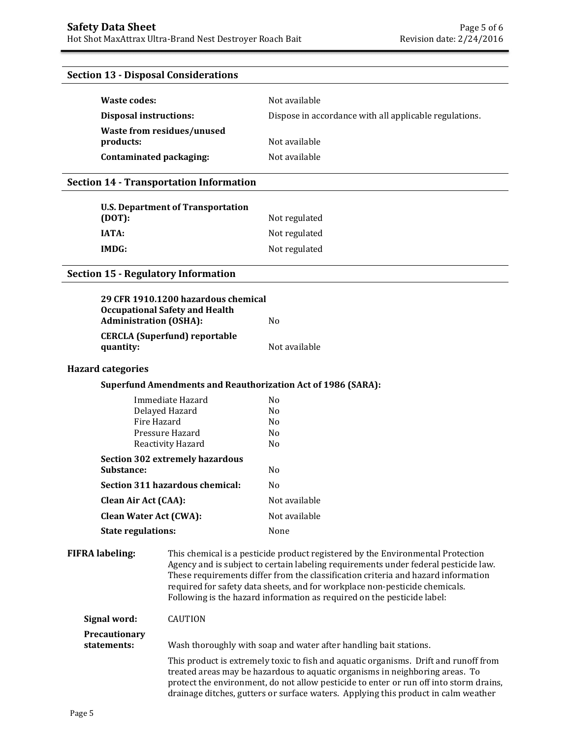## Section 13 - Disposal Considerations

| | |
|---|---|
| **Waste codes:** | Not available |
| **Disposal instructions:** | Dispose in accordance with all applicable regulations. |
| **Waste from residues/unused products:** | Not available |
| **Contaminated packaging:** | Not available |

## Section 14 - Transportation Information

| | |
|---|---|
| **U.S. Department of Transportation (DOT):** | Not regulated |
| **IATA:** | Not regulated |
| **IMDG:** | Not regulated |

## Section 15 - Regulatory Information

| | |
|---|---|
| **29 CFR 1910.1200 hazardous chemical Occupational Safety and Health Administration (OSHA):** | No |
| **CERCLA (Superfund) reportable quantity:** | Not available |

### Hazard categories

**Superfund Amendments and Reauthorization Act of 1986 (SARA):**

| | |
|---|---|
| Immediate Hazard | No |
| Delayed Hazard | No |
| Fire Hazard | No |
| Pressure Hazard | No |
| Reactivity Hazard | No |
| **Section 302 extremely hazardous Substance:** | No |
| **Section 311 hazardous chemical:** | No |
| **Clean Air Act (CAA):** | Not available |
| **Clean Water Act (CWA):** | Not available |
| **State regulations:** | None |

**FIFRA labeling:** This chemical is a pesticide product registered by the Environmental Protection Agency and is subject to certain labeling requirements under federal pesticide law. These requirements differ from the classification criteria and hazard information required for safety data sheets, and for workplace non-pesticide chemicals. Following is the hazard information as required on the pesticide label:

**Signal word:** CAUTION

**Precautionary statements:** Wash thoroughly with soap and water after handling bait stations.

This product is extremely toxic to fish and aquatic organisms. Drift and runoff from treated areas may be hazardous to aquatic organisms in neighboring areas. To protect the environment, do not allow pesticide to enter or run off into storm drains, drainage ditches, gutters or surface waters. Applying this product in calm weather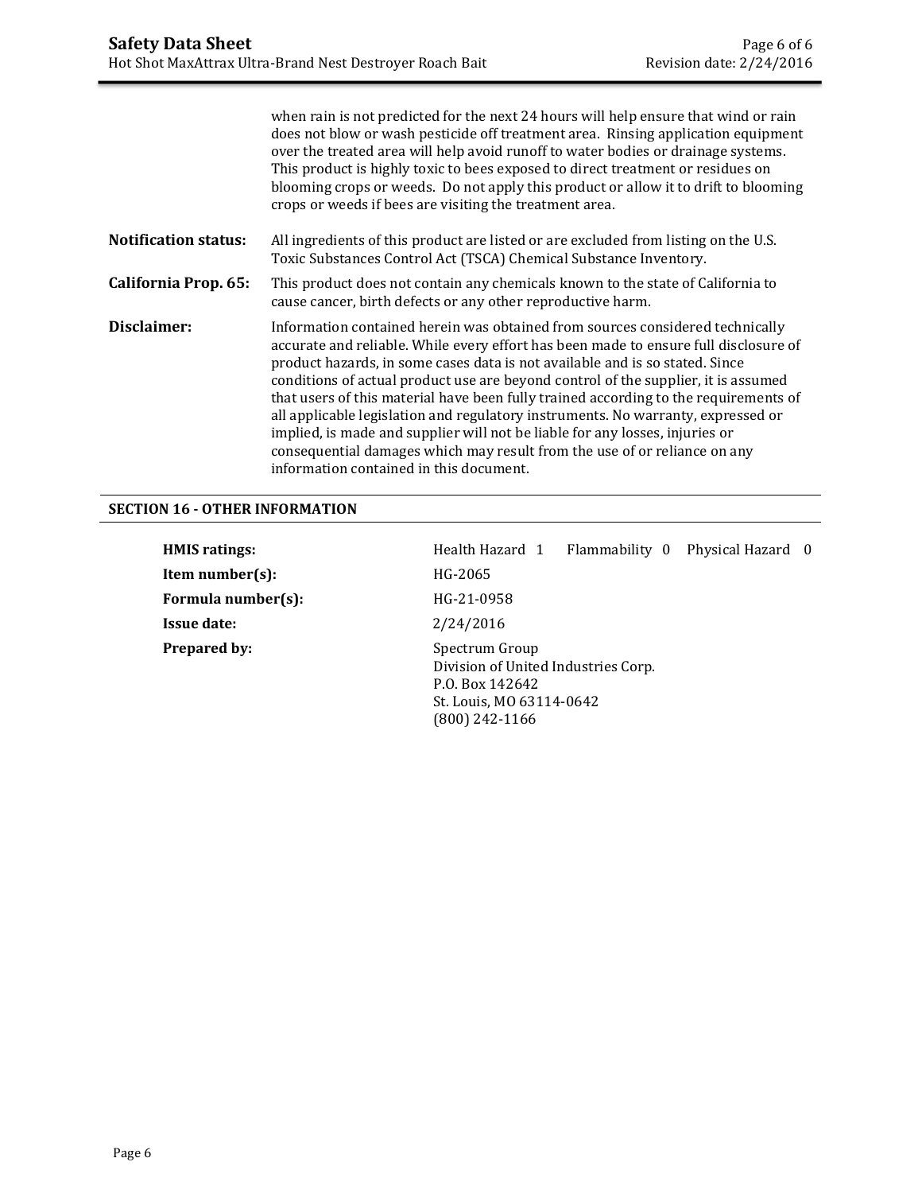when rain is not predicted for the next 24 hours will help ensure that wind or rain does not blow or wash pesticide off treatment area. Rinsing application equipment over the treated area will help avoid runoff to water bodies or drainage systems. This product is highly toxic to bees exposed to direct treatment or residues on blooming crops or weeds. Do not apply this product or allow it to drift to blooming crops or weeds if bees are visiting the treatment area.

**Notification status:** All ingredients of this product are listed or are excluded from listing on the U.S. Toxic Substances Control Act (TSCA) Chemical Substance Inventory.

**California Prop. 65:** This product does not contain any chemicals known to the state of California to cause cancer, birth defects or any other reproductive harm.

**Disclaimer:** Information contained herein was obtained from sources considered technically accurate and reliable. While every effort has been made to ensure full disclosure of product hazards, in some cases data is not available and is so stated. Since conditions of actual product use are beyond control of the supplier, it is assumed that users of this material have been fully trained according to the requirements of all applicable legislation and regulatory instruments. No warranty, expressed or implied, is made and supplier will not be liable for any losses, injuries or consequential damages which may result from the use of or reliance on any information contained in this document.

## SECTION 16 - OTHER INFORMATION

**HMIS ratings:** Health Hazard 1 Flammability 0 Physical Hazard 0

**Item number(s):** HG-2065

**Formula number(s):** HG-21-0958

**Issue date:** 2/24/2016

**Prepared by:**
Spectrum Group
Division of United Industries Corp.
P.O. Box 142642
St. Louis, MO 63114-0642
(800) 242-1166